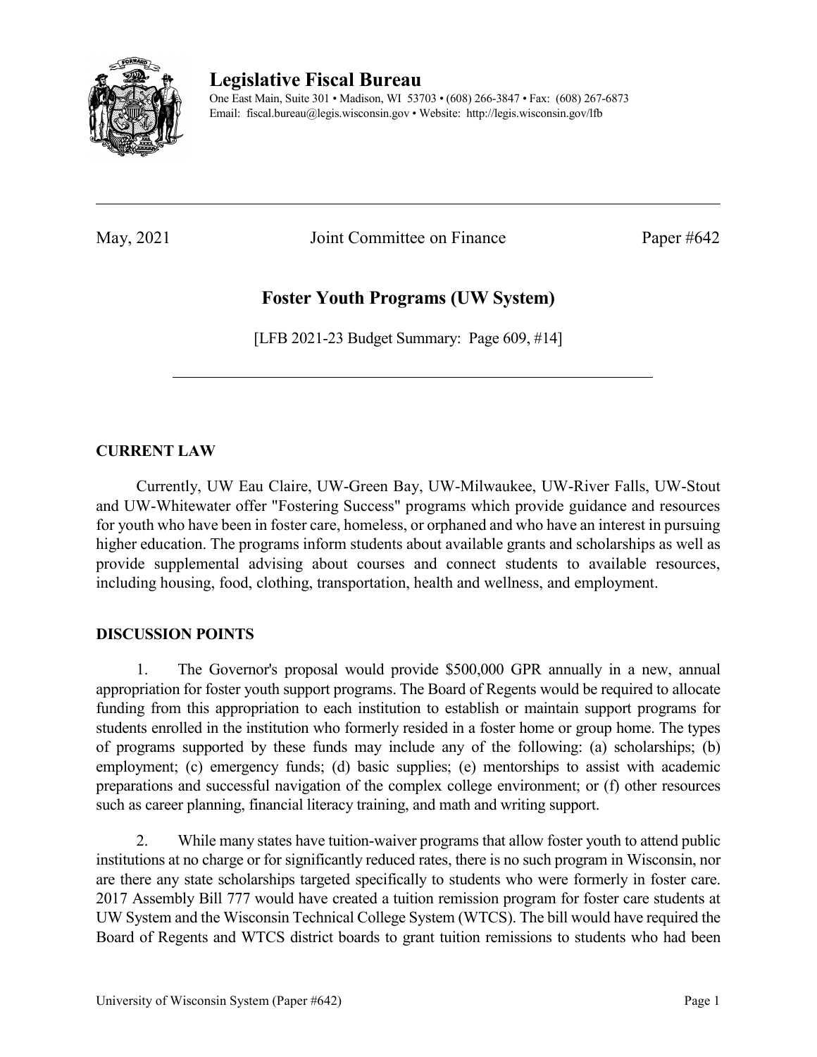# Legislative Fiscal Bureau

One East Main, Suite 301 • Madison, WI 53703 • (608) 266-3847 • Fax: (608) 267-6873
Email: fiscal.bureau@legis.wisconsin.gov • Website: http://legis.wisconsin.gov/lfb

---

May, 2021 Joint Committee on Finance Paper #642

## Foster Youth Programs (UW System)

[LFB 2021-23 Budget Summary: Page 609, #14]

---

### CURRENT LAW

Currently, UW Eau Claire, UW-Green Bay, UW-Milwaukee, UW-River Falls, UW-Stout and UW-Whitewater offer "Fostering Success" programs which provide guidance and resources for youth who have been in foster care, homeless, or orphaned and who have an interest in pursuing higher education. The programs inform students about available grants and scholarships as well as provide supplemental advising about courses and connect students to available resources, including housing, food, clothing, transportation, health and wellness, and employment.

### DISCUSSION POINTS

1. The Governor's proposal would provide $500,000 GPR annually in a new, annual appropriation for foster youth support programs. The Board of Regents would be required to allocate funding from this appropriation to each institution to establish or maintain support programs for students enrolled in the institution who formerly resided in a foster home or group home. The types of programs supported by these funds may include any of the following: (a) scholarships; (b) employment; (c) emergency funds; (d) basic supplies; (e) mentorships to assist with academic preparations and successful navigation of the complex college environment; or (f) other resources such as career planning, financial literacy training, and math and writing support.

2. While many states have tuition-waiver programs that allow foster youth to attend public institutions at no charge or for significantly reduced rates, there is no such program in Wisconsin, nor are there any state scholarships targeted specifically to students who were formerly in foster care. 2017 Assembly Bill 777 would have created a tuition remission program for foster care students at UW System and the Wisconsin Technical College System (WTCS). The bill would have required the Board of Regents and WTCS district boards to grant tuition remissions to students who had been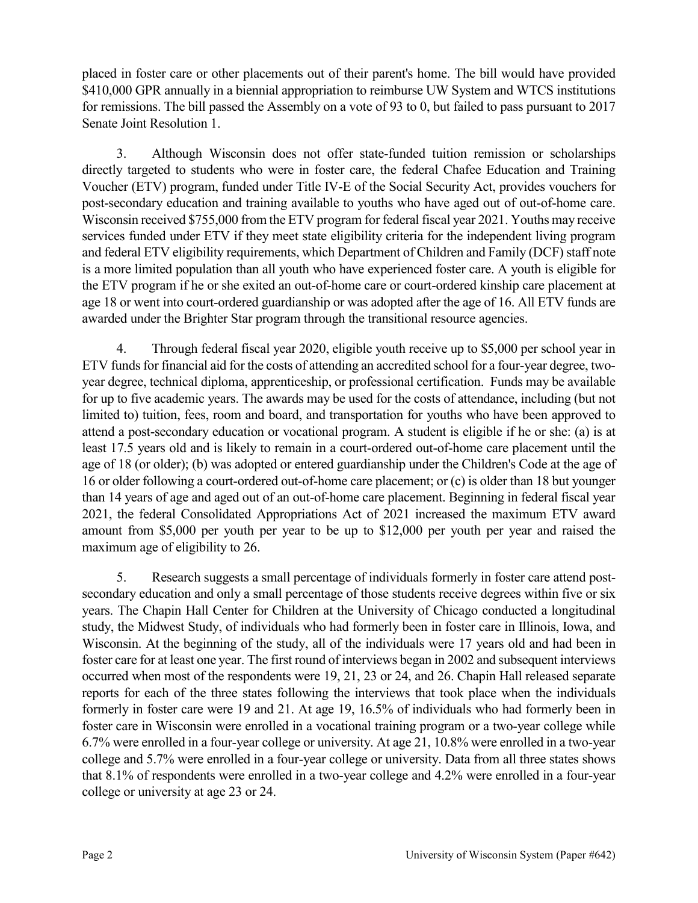placed in foster care or other placements out of their parent's home. The bill would have provided $410,000 GPR annually in a biennial appropriation to reimburse UW System and WTCS institutions for remissions. The bill passed the Assembly on a vote of 93 to 0, but failed to pass pursuant to 2017 Senate Joint Resolution 1.

3. Although Wisconsin does not offer state-funded tuition remission or scholarships directly targeted to students who were in foster care, the federal Chafee Education and Training Voucher (ETV) program, funded under Title IV-E of the Social Security Act, provides vouchers for post-secondary education and training available to youths who have aged out of out-of-home care. Wisconsin received $755,000 from the ETV program for federal fiscal year 2021. Youths may receive services funded under ETV if they meet state eligibility criteria for the independent living program and federal ETV eligibility requirements, which Department of Children and Family (DCF) staff note is a more limited population than all youth who have experienced foster care. A youth is eligible for the ETV program if he or she exited an out-of-home care or court-ordered kinship care placement at age 18 or went into court-ordered guardianship or was adopted after the age of 16. All ETV funds are awarded under the Brighter Star program through the transitional resource agencies.

4. Through federal fiscal year 2020, eligible youth receive up to $5,000 per school year in ETV funds for financial aid for the costs of attending an accredited school for a four-year degree, two-year degree, technical diploma, apprenticeship, or professional certification. Funds may be available for up to five academic years. The awards may be used for the costs of attendance, including (but not limited to) tuition, fees, room and board, and transportation for youths who have been approved to attend a post-secondary education or vocational program. A student is eligible if he or she: (a) is at least 17.5 years old and is likely to remain in a court-ordered out-of-home care placement until the age of 18 (or older); (b) was adopted or entered guardianship under the Children's Code at the age of 16 or older following a court-ordered out-of-home care placement; or (c) is older than 18 but younger than 14 years of age and aged out of an out-of-home care placement. Beginning in federal fiscal year 2021, the federal Consolidated Appropriations Act of 2021 increased the maximum ETV award amount from $5,000 per youth per year to be up to $12,000 per youth per year and raised the maximum age of eligibility to 26.

5. Research suggests a small percentage of individuals formerly in foster care attend post-secondary education and only a small percentage of those students receive degrees within five or six years. The Chapin Hall Center for Children at the University of Chicago conducted a longitudinal study, the Midwest Study, of individuals who had formerly been in foster care in Illinois, Iowa, and Wisconsin. At the beginning of the study, all of the individuals were 17 years old and had been in foster care for at least one year. The first round of interviews began in 2002 and subsequent interviews occurred when most of the respondents were 19, 21, 23 or 24, and 26. Chapin Hall released separate reports for each of the three states following the interviews that took place when the individuals formerly in foster care were 19 and 21. At age 19, 16.5% of individuals who had formerly been in foster care in Wisconsin were enrolled in a vocational training program or a two-year college while 6.7% were enrolled in a four-year college or university. At age 21, 10.8% were enrolled in a two-year college and 5.7% were enrolled in a four-year college or university. Data from all three states shows that 8.1% of respondents were enrolled in a two-year college and 4.2% were enrolled in a four-year college or university at age 23 or 24.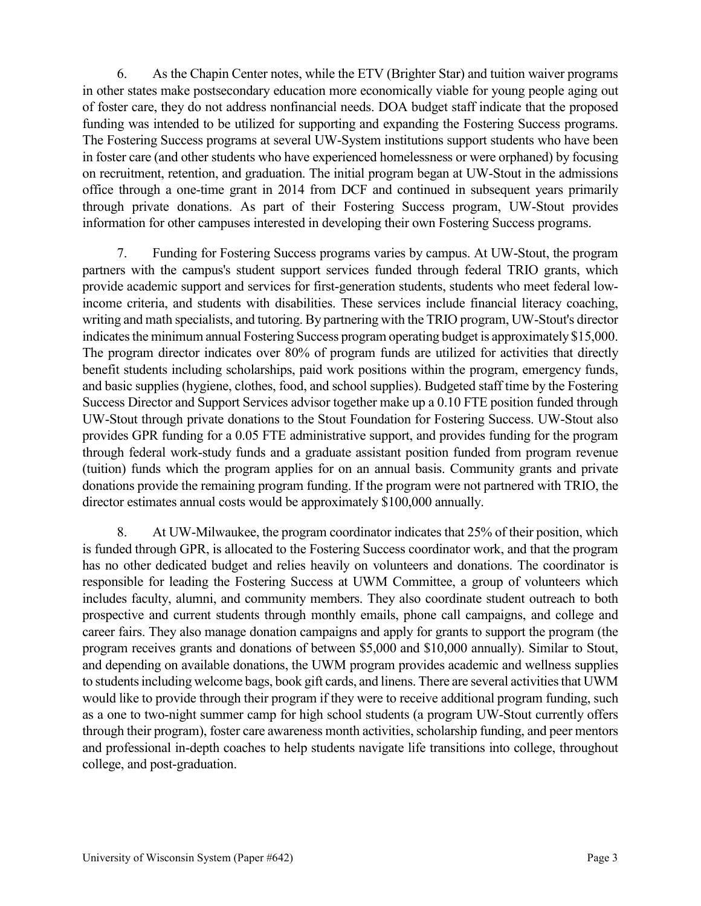6. As the Chapin Center notes, while the ETV (Brighter Star) and tuition waiver programs in other states make postsecondary education more economically viable for young people aging out of foster care, they do not address nonfinancial needs. DOA budget staff indicate that the proposed funding was intended to be utilized for supporting and expanding the Fostering Success programs. The Fostering Success programs at several UW-System institutions support students who have been in foster care (and other students who have experienced homelessness or were orphaned) by focusing on recruitment, retention, and graduation. The initial program began at UW-Stout in the admissions office through a one-time grant in 2014 from DCF and continued in subsequent years primarily through private donations. As part of their Fostering Success program, UW-Stout provides information for other campuses interested in developing their own Fostering Success programs.

7. Funding for Fostering Success programs varies by campus. At UW-Stout, the program partners with the campus's student support services funded through federal TRIO grants, which provide academic support and services for first-generation students, students who meet federal low-income criteria, and students with disabilities. These services include financial literacy coaching, writing and math specialists, and tutoring. By partnering with the TRIO program, UW-Stout's director indicates the minimum annual Fostering Success program operating budget is approximately $15,000. The program director indicates over 80% of program funds are utilized for activities that directly benefit students including scholarships, paid work positions within the program, emergency funds, and basic supplies (hygiene, clothes, food, and school supplies). Budgeted staff time by the Fostering Success Director and Support Services advisor together make up a 0.10 FTE position funded through UW-Stout through private donations to the Stout Foundation for Fostering Success. UW-Stout also provides GPR funding for a 0.05 FTE administrative support, and provides funding for the program through federal work-study funds and a graduate assistant position funded from program revenue (tuition) funds which the program applies for on an annual basis. Community grants and private donations provide the remaining program funding. If the program were not partnered with TRIO, the director estimates annual costs would be approximately $100,000 annually.

8. At UW-Milwaukee, the program coordinator indicates that 25% of their position, which is funded through GPR, is allocated to the Fostering Success coordinator work, and that the program has no other dedicated budget and relies heavily on volunteers and donations. The coordinator is responsible for leading the Fostering Success at UWM Committee, a group of volunteers which includes faculty, alumni, and community members. They also coordinate student outreach to both prospective and current students through monthly emails, phone call campaigns, and college and career fairs. They also manage donation campaigns and apply for grants to support the program (the program receives grants and donations of between $5,000 and $10,000 annually). Similar to Stout, and depending on available donations, the UWM program provides academic and wellness supplies to students including welcome bags, book gift cards, and linens. There are several activities that UWM would like to provide through their program if they were to receive additional program funding, such as a one to two-night summer camp for high school students (a program UW-Stout currently offers through their program), foster care awareness month activities, scholarship funding, and peer mentors and professional in-depth coaches to help students navigate life transitions into college, throughout college, and post-graduation.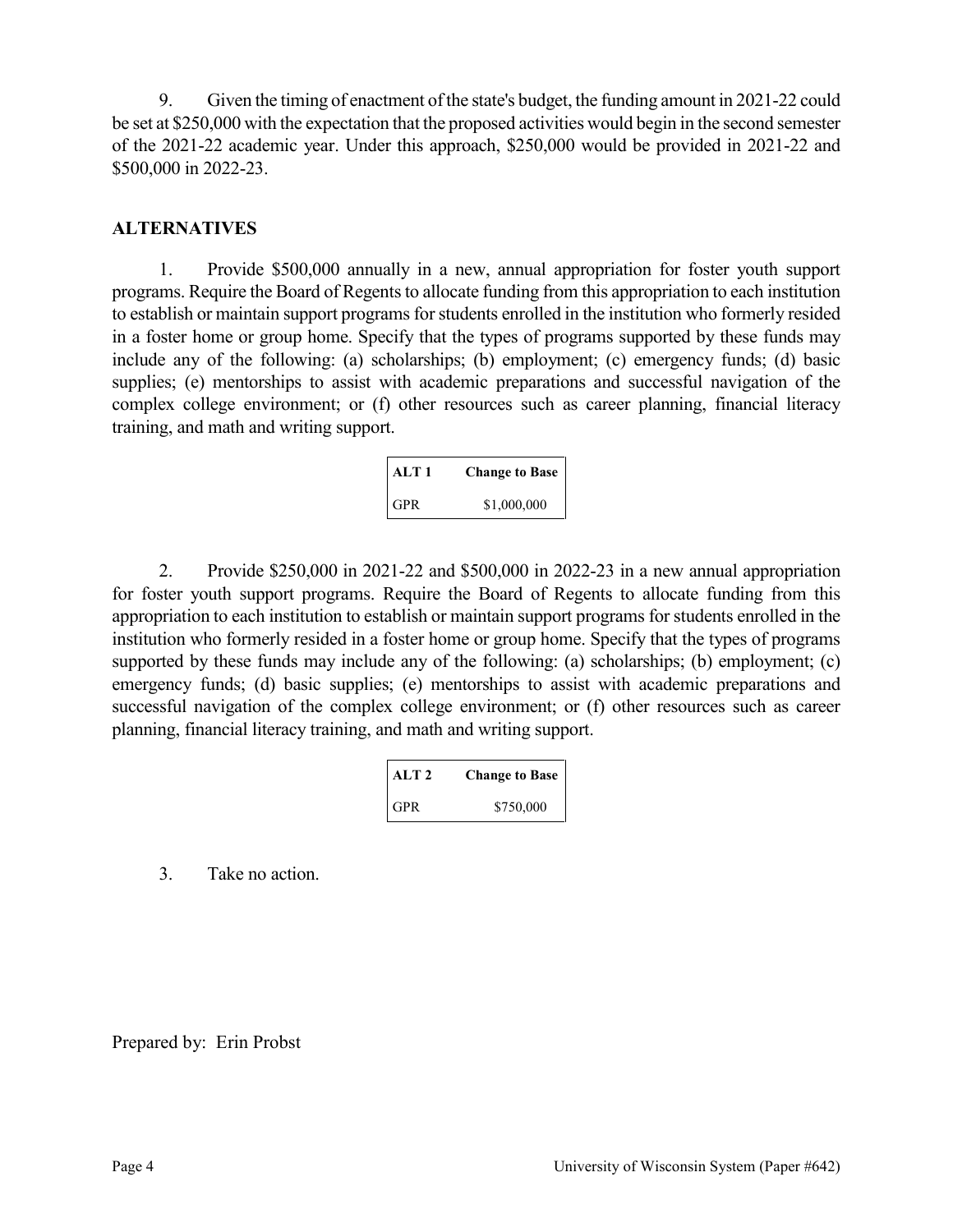9. Given the timing of enactment of the state's budget, the funding amount in 2021-22 could be set at $250,000 with the expectation that the proposed activities would begin in the second semester of the 2021-22 academic year. Under this approach, $250,000 would be provided in 2021-22 and $500,000 in 2022-23.

## ALTERNATIVES

1. Provide $500,000 annually in a new, annual appropriation for foster youth support programs. Require the Board of Regents to allocate funding from this appropriation to each institution to establish or maintain support programs for students enrolled in the institution who formerly resided in a foster home or group home. Specify that the types of programs supported by these funds may include any of the following: (a) scholarships; (b) employment; (c) emergency funds; (d) basic supplies; (e) mentorships to assist with academic preparations and successful navigation of the complex college environment; or (f) other resources such as career planning, financial literacy training, and math and writing support.

| ALT 1 | Change to Base |
|---|---|
| GPR | $1,000,000 |

2. Provide $250,000 in 2021-22 and $500,000 in 2022-23 in a new annual appropriation for foster youth support programs. Require the Board of Regents to allocate funding from this appropriation to each institution to establish or maintain support programs for students enrolled in the institution who formerly resided in a foster home or group home. Specify that the types of programs supported by these funds may include any of the following: (a) scholarships; (b) employment; (c) emergency funds; (d) basic supplies; (e) mentorships to assist with academic preparations and successful navigation of the complex college environment; or (f) other resources such as career planning, financial literacy training, and math and writing support.

| ALT 2 | Change to Base |
|---|---|
| GPR | $750,000 |

3. Take no action.

Prepared by: Erin Probst